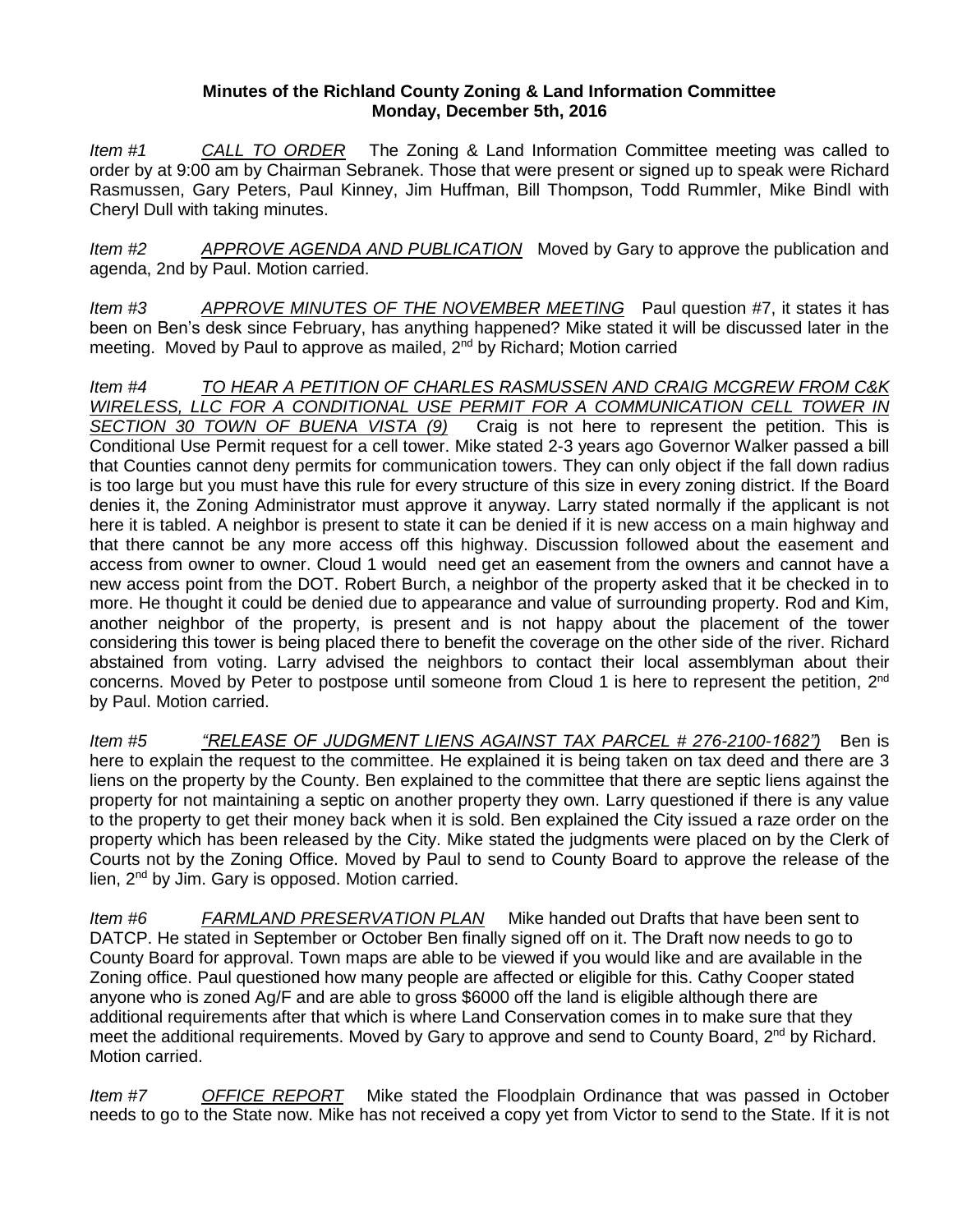**Minutes of the Richland County Zoning & Land Information Committee**
**Monday, December 5th, 2016**

*Item #1* *CALL TO ORDER* The Zoning & Land Information Committee meeting was called to order by at 9:00 am by Chairman Sebranek. Those that were present or signed up to speak were Richard Rasmussen, Gary Peters, Paul Kinney, Jim Huffman, Bill Thompson, Todd Rummler, Mike Bindl with Cheryl Dull with taking minutes.

*Item #2* *APPROVE AGENDA AND PUBLICATION* Moved by Gary to approve the publication and agenda, 2nd by Paul. Motion carried.

*Item #3* *APPROVE MINUTES OF THE NOVEMBER MEETING* Paul question #7, it states it has been on Ben's desk since February, has anything happened? Mike stated it will be discussed later in the meeting. Moved by Paul to approve as mailed, 2nd by Richard; Motion carried

*Item #4* *TO HEAR A PETITION OF CHARLES RASMUSSEN AND CRAIG MCGREW FROM C&K WIRELESS, LLC FOR A CONDITIONAL USE PERMIT FOR A COMMUNICATION CELL TOWER IN SECTION 30 TOWN OF BUENA VISTA (9)* Craig is not here to represent the petition. This is Conditional Use Permit request for a cell tower. Mike stated 2-3 years ago Governor Walker passed a bill that Counties cannot deny permits for communication towers. They can only object if the fall down radius is too large but you must have this rule for every structure of this size in every zoning district. If the Board denies it, the Zoning Administrator must approve it anyway. Larry stated normally if the applicant is not here it is tabled. A neighbor is present to state it can be denied if it is new access on a main highway and that there cannot be any more access off this highway. Discussion followed about the easement and access from owner to owner. Cloud 1 would need get an easement from the owners and cannot have a new access point from the DOT. Robert Burch, a neighbor of the property asked that it be checked in to more. He thought it could be denied due to appearance and value of surrounding property. Rod and Kim, another neighbor of the property, is present and is not happy about the placement of the tower considering this tower is being placed there to benefit the coverage on the other side of the river. Richard abstained from voting. Larry advised the neighbors to contact their local assemblyman about their concerns. Moved by Peter to postpose until someone from Cloud 1 is here to represent the petition, 2nd by Paul. Motion carried.

*Item #5* *"RELEASE OF JUDGMENT LIENS AGAINST TAX PARCEL # 276-2100-1682")* Ben is here to explain the request to the committee. He explained it is being taken on tax deed and there are 3 liens on the property by the County. Ben explained to the committee that there are septic liens against the property for not maintaining a septic on another property they own. Larry questioned if there is any value to the property to get their money back when it is sold. Ben explained the City issued a raze order on the property which has been released by the City. Mike stated the judgments were placed on by the Clerk of Courts not by the Zoning Office. Moved by Paul to send to County Board to approve the release of the lien, 2nd by Jim. Gary is opposed. Motion carried.

*Item #6* *FARMLAND PRESERVATION PLAN* Mike handed out Drafts that have been sent to DATCP. He stated in September or October Ben finally signed off on it. The Draft now needs to go to County Board for approval. Town maps are able to be viewed if you would like and are available in the Zoning office. Paul questioned how many people are affected or eligible for this. Cathy Cooper stated anyone who is zoned Ag/F and are able to gross $6000 off the land is eligible although there are additional requirements after that which is where Land Conservation comes in to make sure that they meet the additional requirements. Moved by Gary to approve and send to County Board, 2nd by Richard. Motion carried.

*Item #7* *OFFICE REPORT* Mike stated the Floodplain Ordinance that was passed in October needs to go to the State now. Mike has not received a copy yet from Victor to send to the State. If it is not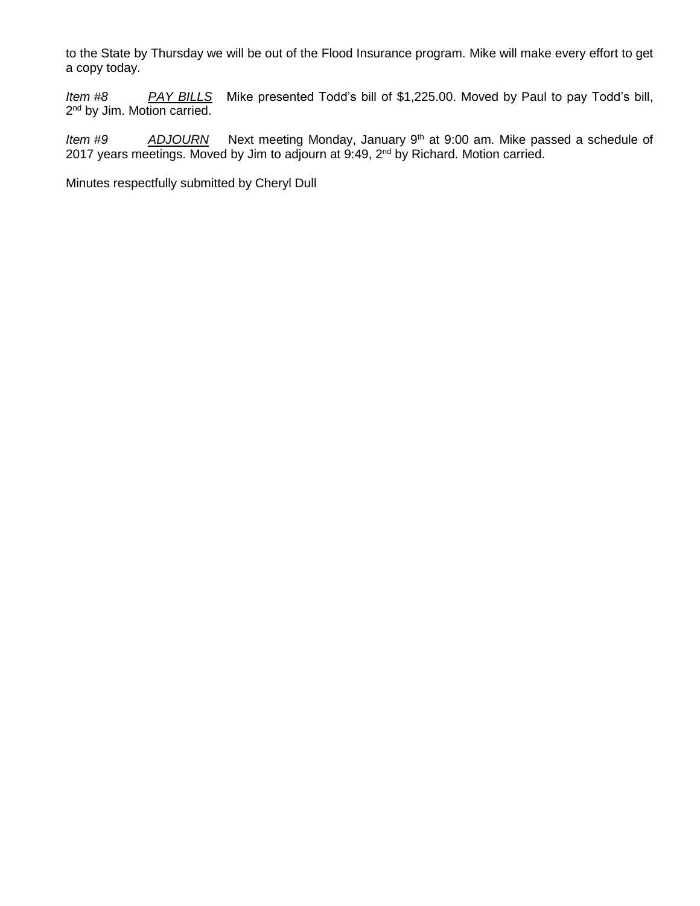to the State by Thursday we will be out of the Flood Insurance program. Mike will make every effort to get a copy today.

*Item #8* *PAY BILLS* Mike presented Todd's bill of $1,225.00. Moved by Paul to pay Todd's bill, 2nd by Jim. Motion carried.

*Item #9* *ADJOURN* Next meeting Monday, January 9th at 9:00 am. Mike passed a schedule of 2017 years meetings. Moved by Jim to adjourn at 9:49, 2nd by Richard. Motion carried.

Minutes respectfully submitted by Cheryl Dull